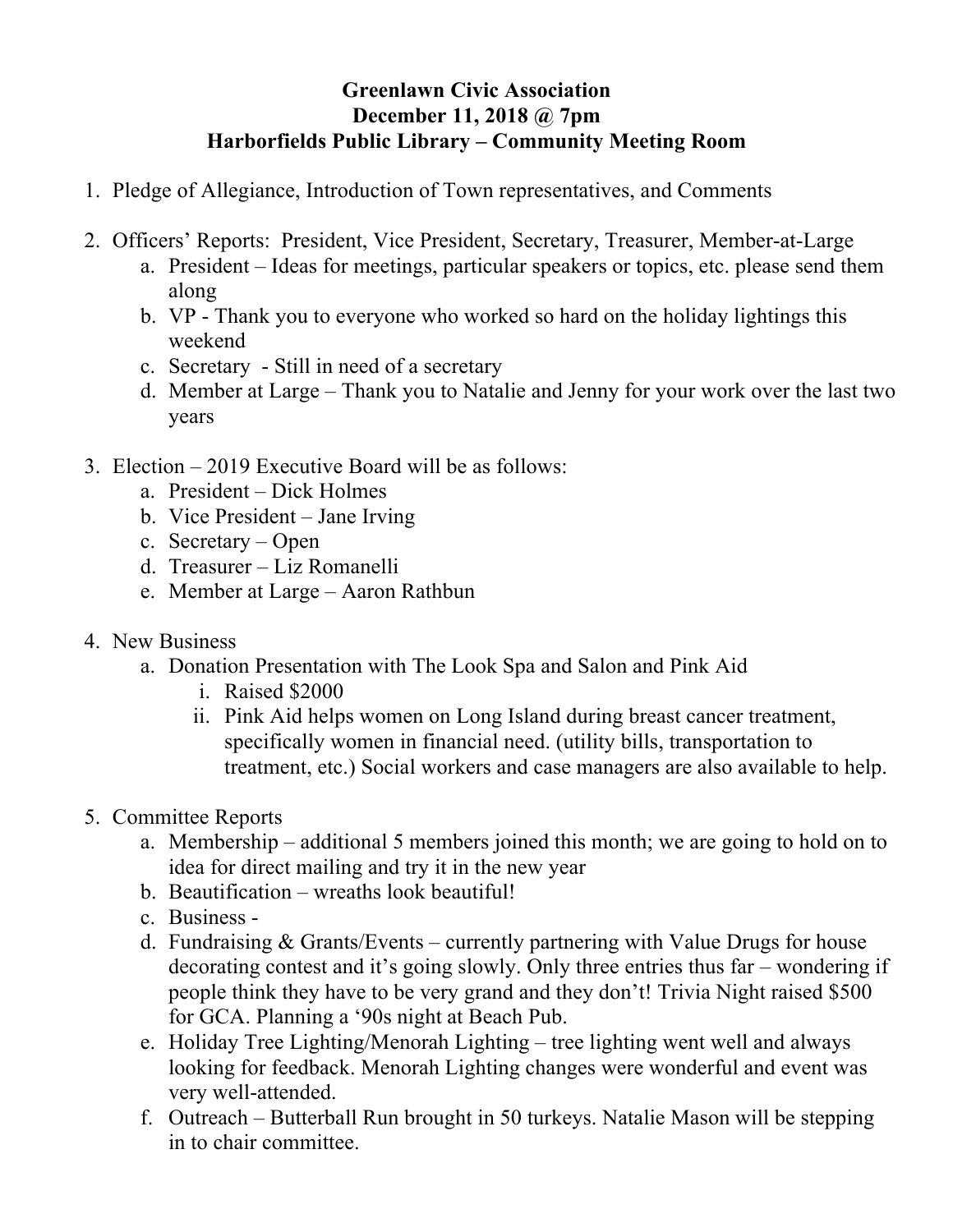**Greenlawn Civic Association**
**December 11, 2018 @ 7pm**
**Harborfields Public Library – Community Meeting Room**

1. Pledge of Allegiance, Introduction of Town representatives, and Comments

2. Officers' Reports: President, Vice President, Secretary, Treasurer, Member-at-Large
   a. President – Ideas for meetings, particular speakers or topics, etc. please send them along
   b. VP - Thank you to everyone who worked so hard on the holiday lightings this weekend
   c. Secretary - Still in need of a secretary
   d. Member at Large – Thank you to Natalie and Jenny for your work over the last two years

3. Election – 2019 Executive Board will be as follows:
   a. President – Dick Holmes
   b. Vice President – Jane Irving
   c. Secretary – Open
   d. Treasurer – Liz Romanelli
   e. Member at Large – Aaron Rathbun

4. New Business
   a. Donation Presentation with The Look Spa and Salon and Pink Aid
      i. Raised $2000
      ii. Pink Aid helps women on Long Island during breast cancer treatment, specifically women in financial need. (utility bills, transportation to treatment, etc.) Social workers and case managers are also available to help.

5. Committee Reports
   a. Membership – additional 5 members joined this month; we are going to hold on to idea for direct mailing and try it in the new year
   b. Beautification – wreaths look beautiful!
   c. Business -
   d. Fundraising & Grants/Events – currently partnering with Value Drugs for house decorating contest and it's going slowly. Only three entries thus far – wondering if people think they have to be very grand and they don't! Trivia Night raised $500 for GCA. Planning a '90s night at Beach Pub.
   e. Holiday Tree Lighting/Menorah Lighting – tree lighting went well and always looking for feedback. Menorah Lighting changes were wonderful and event was very well-attended.
   f. Outreach – Butterball Run brought in 50 turkeys. Natalie Mason will be stepping in to chair committee.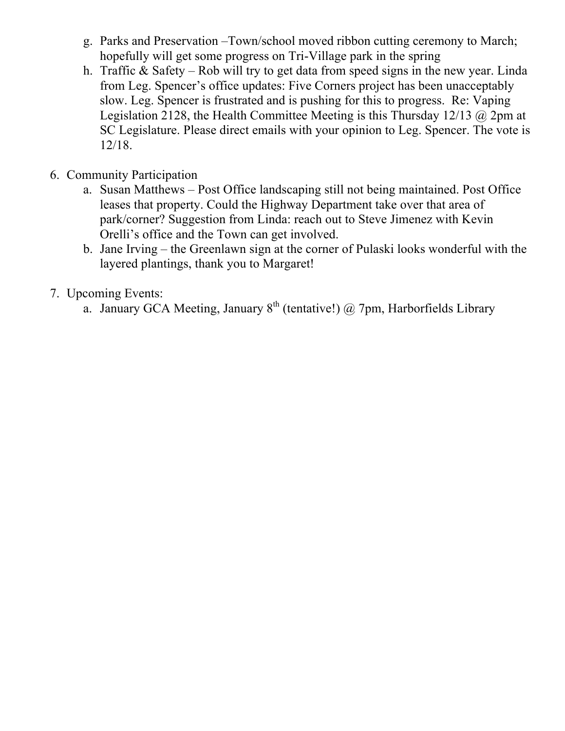g. Parks and Preservation –Town/school moved ribbon cutting ceremony to March; hopefully will get some progress on Tri-Village park in the spring
h. Traffic & Safety – Rob will try to get data from speed signs in the new year. Linda from Leg. Spencer's office updates: Five Corners project has been unacceptably slow. Leg. Spencer is frustrated and is pushing for this to progress. Re: Vaping Legislation 2128, the Health Committee Meeting is this Thursday 12/13 @ 2pm at SC Legislature. Please direct emails with your opinion to Leg. Spencer. The vote is 12/18.

6. Community Participation
   a. Susan Matthews – Post Office landscaping still not being maintained. Post Office leases that property. Could the Highway Department take over that area of park/corner? Suggestion from Linda: reach out to Steve Jimenez with Kevin Orelli's office and the Town can get involved.
   b. Jane Irving – the Greenlawn sign at the corner of Pulaski looks wonderful with the layered plantings, thank you to Margaret!

7. Upcoming Events:
   a. January GCA Meeting, January 8th (tentative!) @ 7pm, Harborfields Library